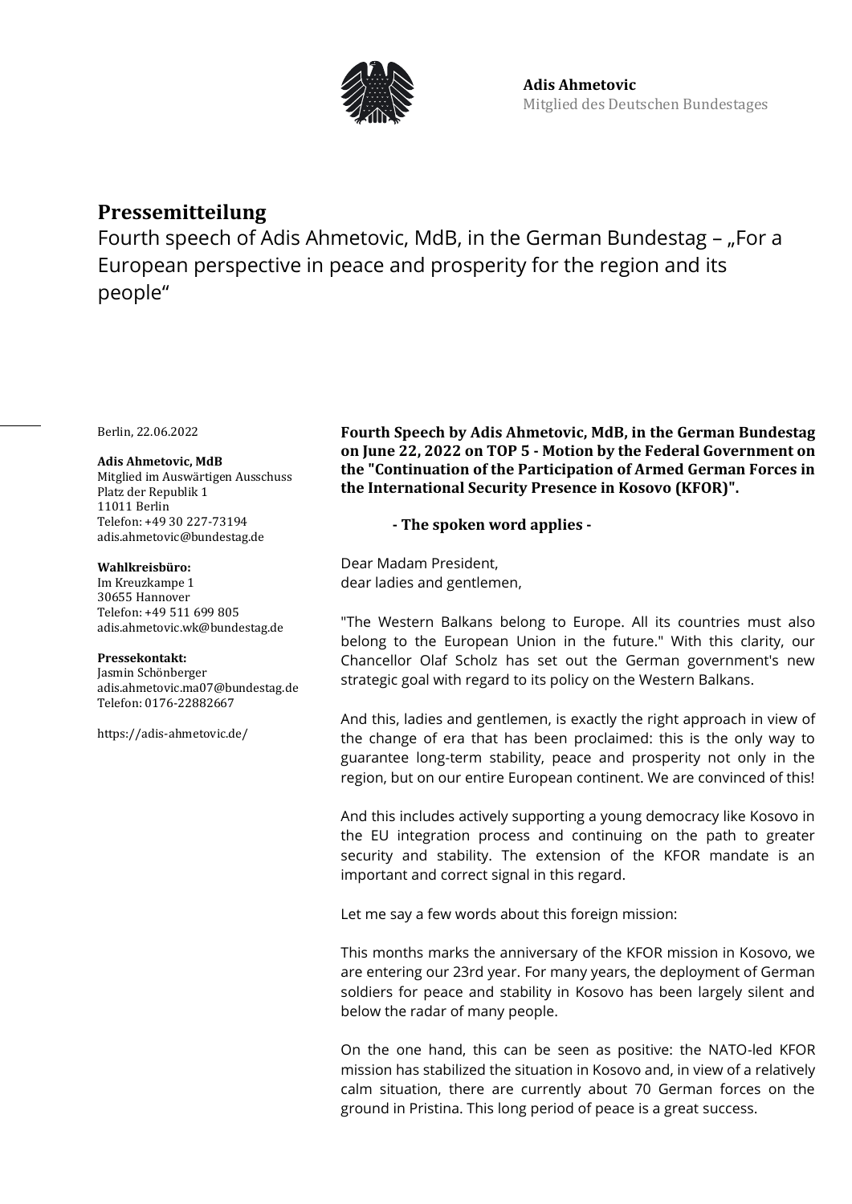**Adis Ahmetovic**
Mitglied des Deutschen Bundestages

# Pressemitteilung

Fourth speech of Adis Ahmetovic, MdB, in the German Bundestag – „For a European perspective in peace and prosperity for the region and its people“

Berlin, 22.06.2022

**Adis Ahmetovic, MdB**
Mitglied im Auswärtigen Ausschuss
Platz der Republik 1
11011 Berlin
Telefon: +49 30 227-73194
adis.ahmetovic@bundestag.de

**Wahlkreisbüro:**
Im Kreuzkampe 1
30655 Hannover
Telefon: +49 511 699 805
adis.ahmetovic.wk@bundestag.de

**Pressekontakt:**
Jasmin Schönberger
adis.ahmetovic.ma07@bundestag.de
Telefon: 0176-22882667

https://adis-ahmetovic.de/

**Fourth Speech by Adis Ahmetovic, MdB, in the German Bundestag on June 22, 2022 on TOP 5 - Motion by the Federal Government on the "Continuation of the Participation of Armed German Forces in the International Security Presence in Kosovo (KFOR)".**

**- The spoken word applies -**

Dear Madam President,
dear ladies and gentlemen,

"The Western Balkans belong to Europe. All its countries must also belong to the European Union in the future." With this clarity, our Chancellor Olaf Scholz has set out the German government's new strategic goal with regard to its policy on the Western Balkans.

And this, ladies and gentlemen, is exactly the right approach in view of the change of era that has been proclaimed: this is the only way to guarantee long-term stability, peace and prosperity not only in the region, but on our entire European continent. We are convinced of this!

And this includes actively supporting a young democracy like Kosovo in the EU integration process and continuing on the path to greater security and stability. The extension of the KFOR mandate is an important and correct signal in this regard.

Let me say a few words about this foreign mission:

This months marks the anniversary of the KFOR mission in Kosovo, we are entering our 23rd year. For many years, the deployment of German soldiers for peace and stability in Kosovo has been largely silent and below the radar of many people.

On the one hand, this can be seen as positive: the NATO-led KFOR mission has stabilized the situation in Kosovo and, in view of a relatively calm situation, there are currently about 70 German forces on the ground in Pristina. This long period of peace is a great success.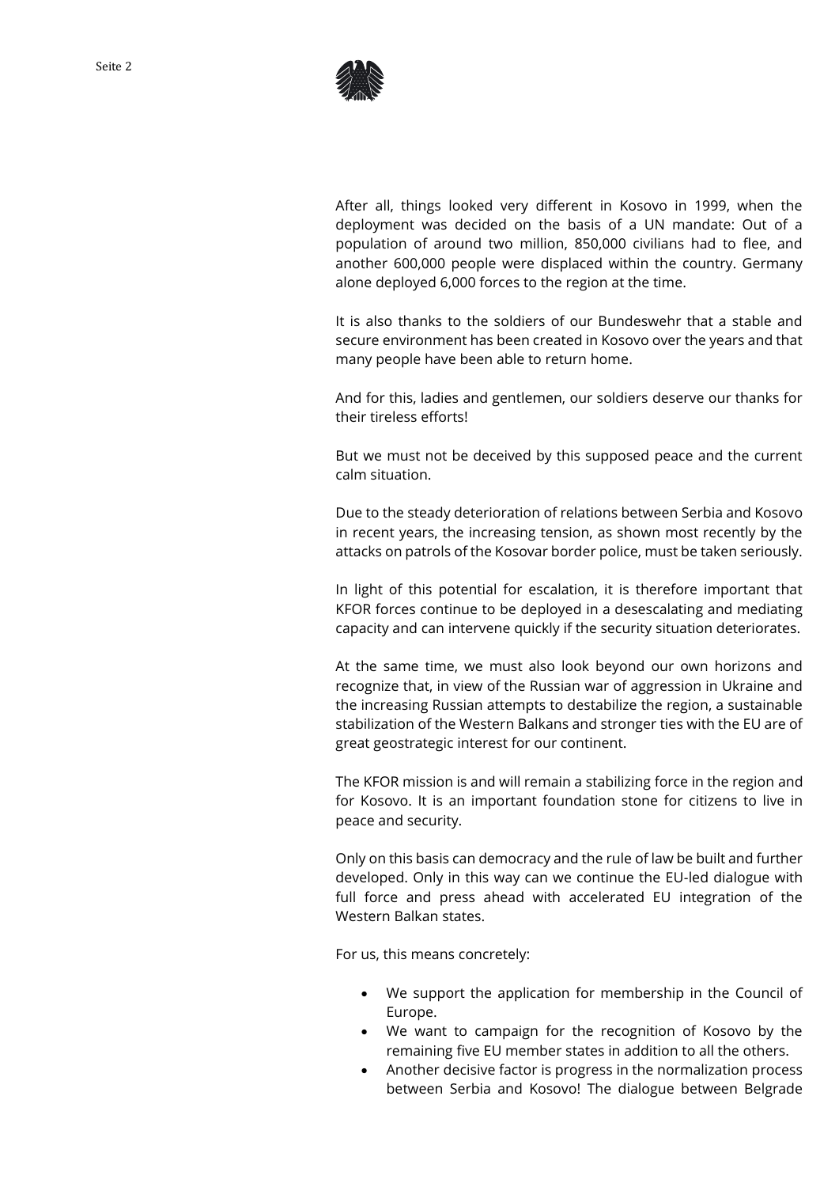After all, things looked very different in Kosovo in 1999, when the deployment was decided on the basis of a UN mandate: Out of a population of around two million, 850,000 civilians had to flee, and another 600,000 people were displaced within the country. Germany alone deployed 6,000 forces to the region at the time.

It is also thanks to the soldiers of our Bundeswehr that a stable and secure environment has been created in Kosovo over the years and that many people have been able to return home.

And for this, ladies and gentlemen, our soldiers deserve our thanks for their tireless efforts!

But we must not be deceived by this supposed peace and the current calm situation.

Due to the steady deterioration of relations between Serbia and Kosovo in recent years, the increasing tension, as shown most recently by the attacks on patrols of the Kosovar border police, must be taken seriously.

In light of this potential for escalation, it is therefore important that KFOR forces continue to be deployed in a desescalating and mediating capacity and can intervene quickly if the security situation deteriorates.

At the same time, we must also look beyond our own horizons and recognize that, in view of the Russian war of aggression in Ukraine and the increasing Russian attempts to destabilize the region, a sustainable stabilization of the Western Balkans and stronger ties with the EU are of great geostrategic interest for our continent.

The KFOR mission is and will remain a stabilizing force in the region and for Kosovo. It is an important foundation stone for citizens to live in peace and security.

Only on this basis can democracy and the rule of law be built and further developed. Only in this way can we continue the EU-led dialogue with full force and press ahead with accelerated EU integration of the Western Balkan states.

For us, this means concretely:

- We support the application for membership in the Council of Europe.
- We want to campaign for the recognition of Kosovo by the remaining five EU member states in addition to all the others.
- Another decisive factor is progress in the normalization process between Serbia and Kosovo! The dialogue between Belgrade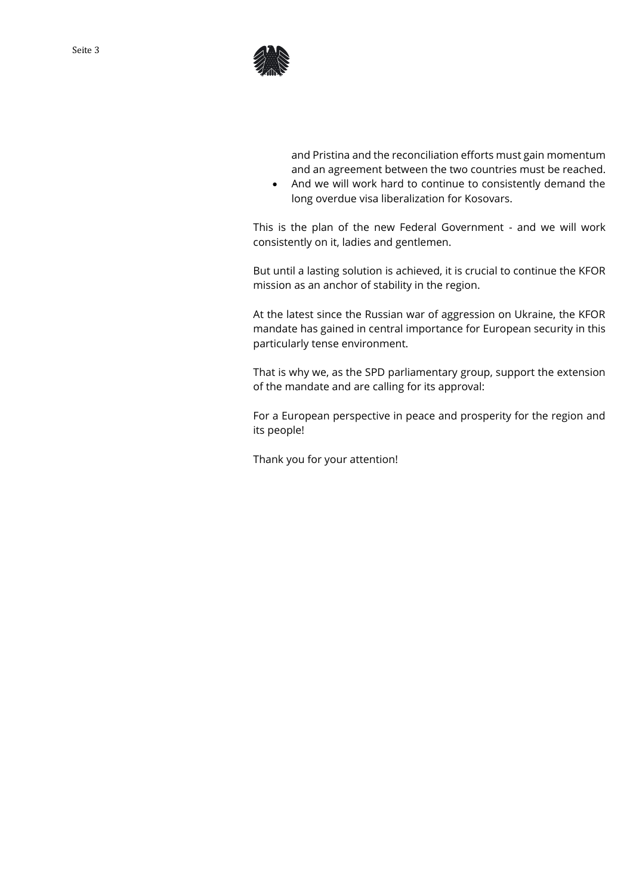and Pristina and the reconciliation efforts must gain momentum and an agreement between the two countries must be reached.

- And we will work hard to continue to consistently demand the long overdue visa liberalization for Kosovars.

This is the plan of the new Federal Government - and we will work consistently on it, ladies and gentlemen.

But until a lasting solution is achieved, it is crucial to continue the KFOR mission as an anchor of stability in the region.

At the latest since the Russian war of aggression on Ukraine, the KFOR mandate has gained in central importance for European security in this particularly tense environment.

That is why we, as the SPD parliamentary group, support the extension of the mandate and are calling for its approval:

For a European perspective in peace and prosperity for the region and its people!

Thank you for your attention!